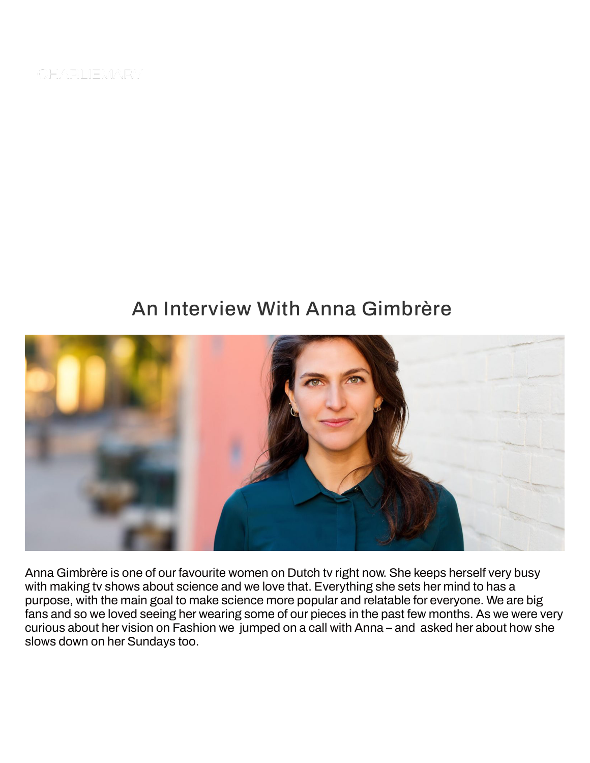CHARLIEMARY

# An Interview With Anna Gimbrère

Anna Gimbrère is one of our favourite women on Dutch tv right now. She keeps herself very busy with making tv shows about science and we love that. Everything she sets her mind to has a purpose, with the main goal to make science more popular and relatable for everyone. We are big fans and so we loved seeing her wearing some of our pieces in the past few months. As we were very curious about her vision on Fashion we  jumped on a call with Anna – and  asked her about how she slows down on her Sundays too.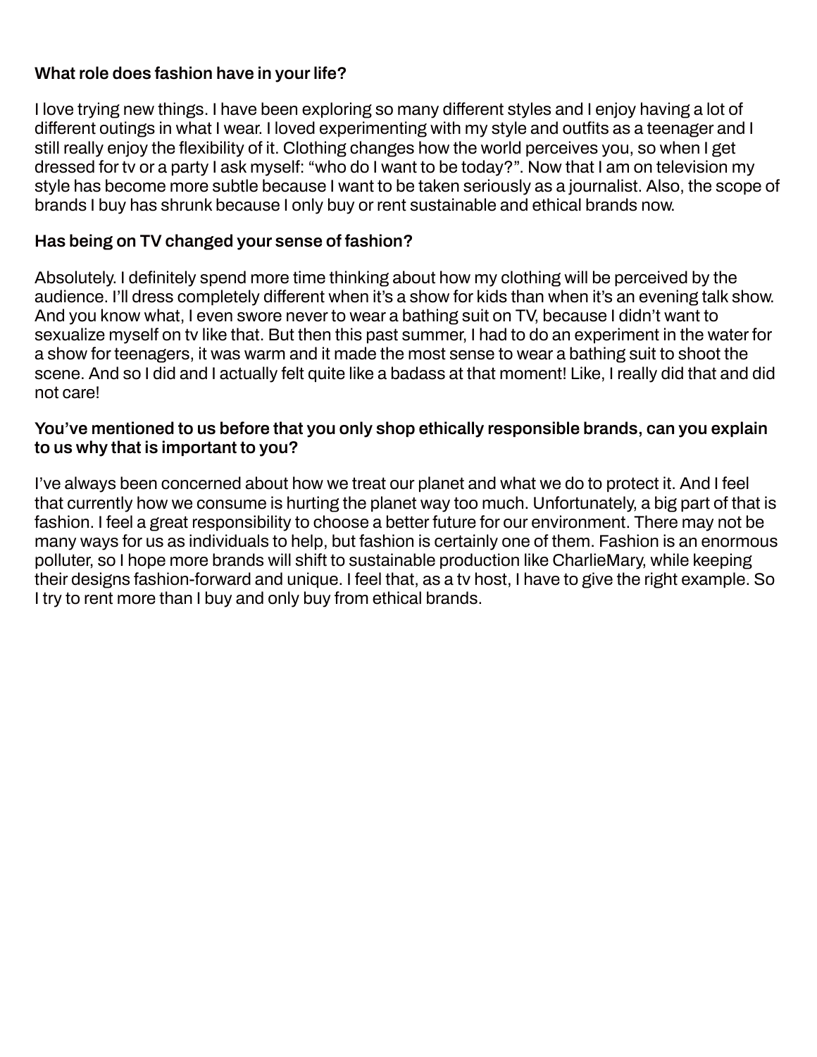**What role does fashion have in your life?**

I love trying new things. I have been exploring so many different styles and I enjoy having a lot of different outings in what I wear. I loved experimenting with my style and outfits as a teenager and I still really enjoy the flexibility of it. Clothing changes how the world perceives you, so when I get dressed for tv or a party I ask myself: "who do I want to be today?". Now that I am on television my style has become more subtle because I want to be taken seriously as a journalist. Also, the scope of brands I buy has shrunk because I only buy or rent sustainable and ethical brands now.

**Has being on TV changed your sense of fashion?**

Absolutely. I definitely spend more time thinking about how my clothing will be perceived by the audience. I'll dress completely different when it's a show for kids than when it's an evening talk show. And you know what, I even swore never to wear a bathing suit on TV, because I didn't want to sexualize myself on tv like that. But then this past summer, I had to do an experiment in the water for a show for teenagers, it was warm and it made the most sense to wear a bathing suit to shoot the scene. And so I did and I actually felt quite like a badass at that moment! Like, I really did that and did not care!

**You've mentioned to us before that you only shop ethically responsible brands, can you explain to us why that is important to you?**

I've always been concerned about how we treat our planet and what we do to protect it. And I feel that currently how we consume is hurting the planet way too much. Unfortunately, a big part of that is fashion. I feel a great responsibility to choose a better future for our environment. There may not be many ways for us as individuals to help, but fashion is certainly one of them. Fashion is an enormous polluter, so I hope more brands will shift to sustainable production like CharlieMary, while keeping their designs fashion-forward and unique. I feel that, as a tv host, I have to give the right example. So I try to rent more than I buy and only buy from ethical brands.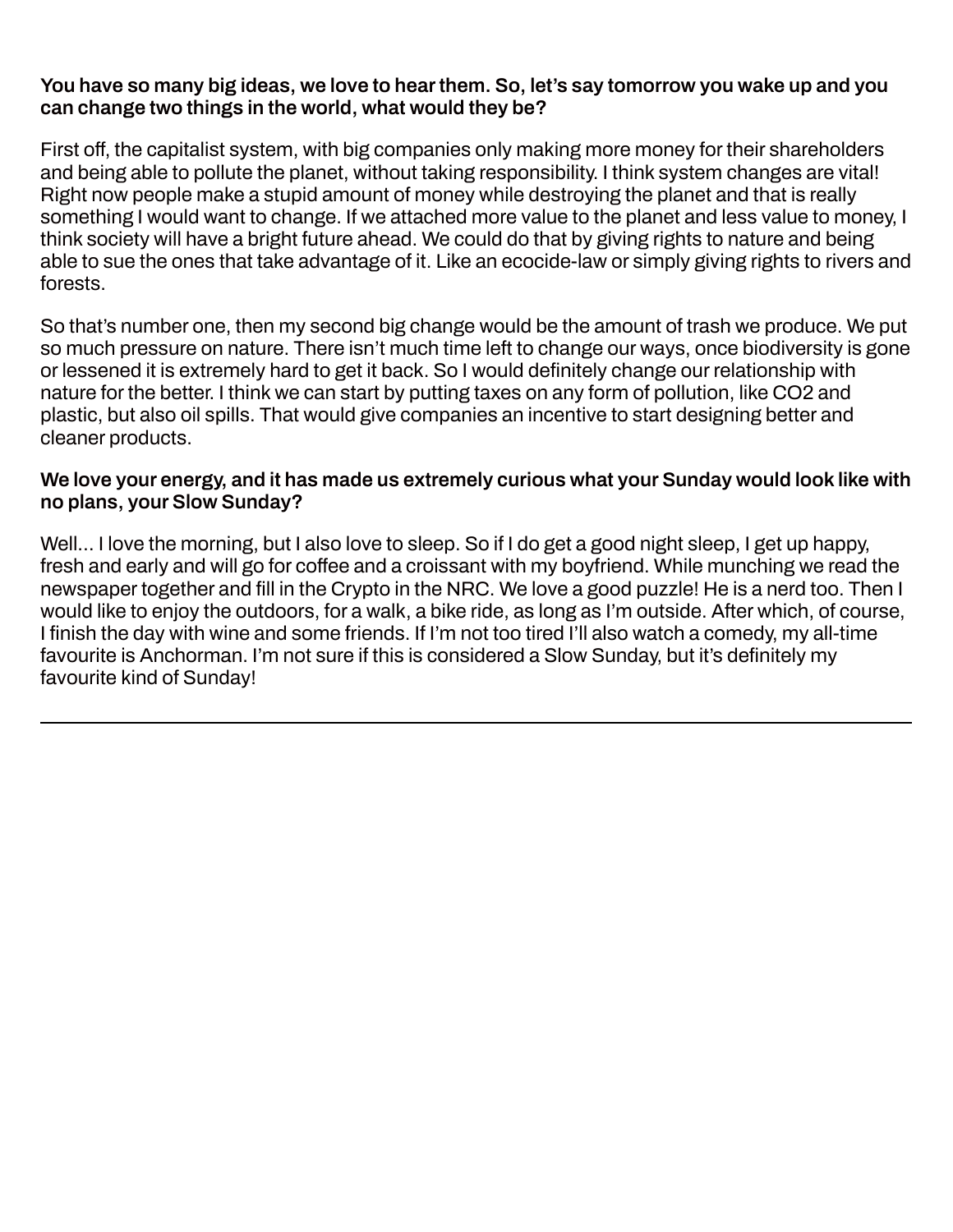**You have so many big ideas, we love to hear them. So, let's say tomorrow you wake up and you can change two things in the world, what would they be?**

First off, the capitalist system, with big companies only making more money for their shareholders and being able to pollute the planet, without taking responsibility. I think system changes are vital! Right now people make a stupid amount of money while destroying the planet and that is really something I would want to change. If we attached more value to the planet and less value to money, I think society will have a bright future ahead. We could do that by giving rights to nature and being able to sue the ones that take advantage of it. Like an ecocide-law or simply giving rights to rivers and forests.

So that's number one, then my second big change would be the amount of trash we produce. We put so much pressure on nature. There isn't much time left to change our ways, once biodiversity is gone or lessened it is extremely hard to get it back. So I would definitely change our relationship with nature for the better. I think we can start by putting taxes on any form of pollution, like $CO_2$ and plastic, but also oil spills. That would give companies an incentive to start designing better and cleaner products.

**We love your energy, and it has made us extremely curious what your Sunday would look like with no plans, your Slow Sunday?**

Well... I love the morning, but I also love to sleep. So if I do get a good night sleep, I get up happy, fresh and early and will go for coffee and a croissant with my boyfriend. While munching we read the newspaper together and fill in the Crypto in the NRC. We love a good puzzle! He is a nerd too. Then I would like to enjoy the outdoors, for a walk, a bike ride, as long as I'm outside. After which, of course, I finish the day with wine and some friends. If I'm not too tired I'll also watch a comedy, my all-time favourite is Anchorman. I'm not sure if this is considered a Slow Sunday, but it's definitely my favourite kind of Sunday!

---